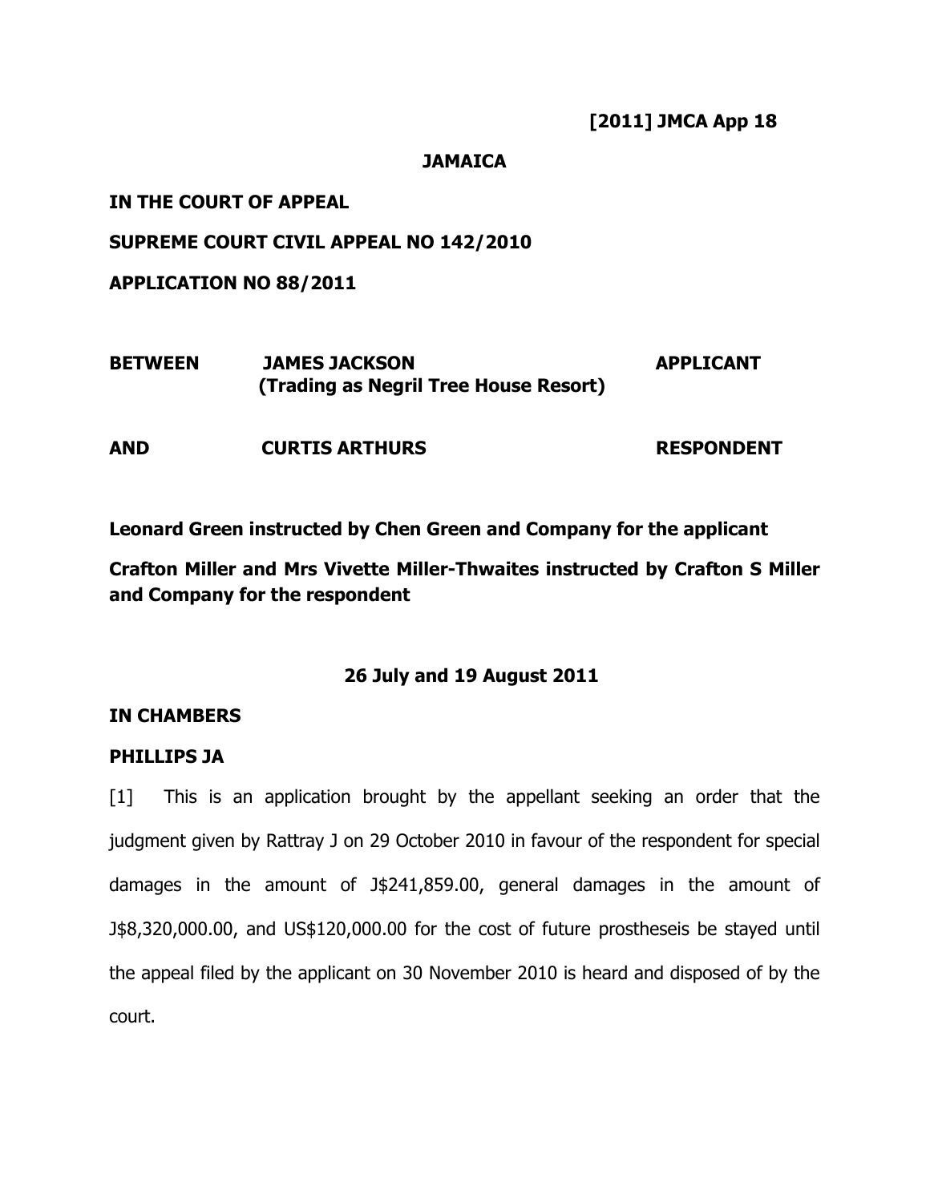**[2011] JMCA App 18**

**JAMAICA**

**IN THE COURT OF APPEAL**

**SUPREME COURT CIVIL APPEAL NO 142/2010**

**APPLICATION NO 88/2011**

| | | |
|---|---|---|
| **BETWEEN** | **JAMES JACKSON (Trading as Negril Tree House Resort)** | **APPLICANT** |
| **AND** | **CURTIS ARTHURS** | **RESPONDENT** |

**Leonard Green instructed by Chen Green and Company for the applicant**

**Crafton Miller and Mrs Vivette Miller-Thwaites instructed by Crafton S Miller and Company for the respondent**

**26 July and 19 August 2011**

**IN CHAMBERS**

**PHILLIPS JA**

[1] This is an application brought by the appellant seeking an order that the judgment given by Rattray J on 29 October 2010 in favour of the respondent for special damages in the amount of J$241,859.00, general damages in the amount of J$8,320,000.00, and US$120,000.00 for the cost of future prostheseis be stayed until the appeal filed by the applicant on 30 November 2010 is heard and disposed of by the court.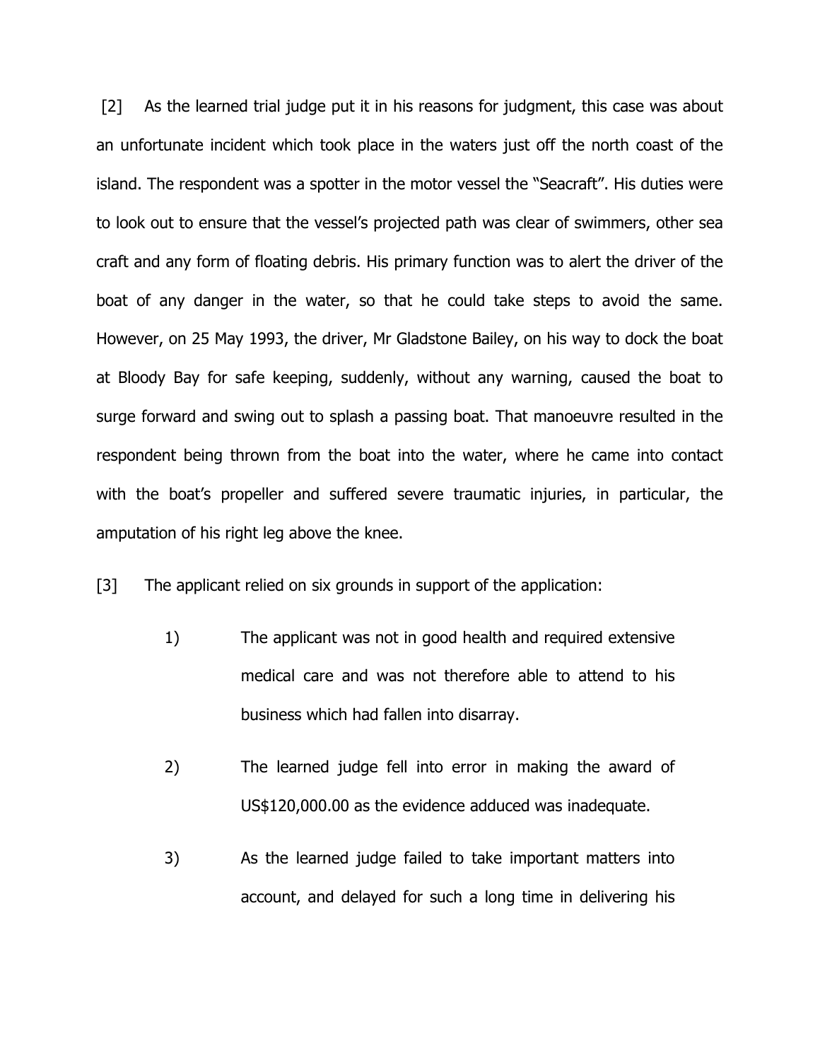[2] As the learned trial judge put it in his reasons for judgment, this case was about an unfortunate incident which took place in the waters just off the north coast of the island. The respondent was a spotter in the motor vessel the "Seacraft". His duties were to look out to ensure that the vessel's projected path was clear of swimmers, other sea craft and any form of floating debris. His primary function was to alert the driver of the boat of any danger in the water, so that he could take steps to avoid the same. However, on 25 May 1993, the driver, Mr Gladstone Bailey, on his way to dock the boat at Bloody Bay for safe keeping, suddenly, without any warning, caused the boat to surge forward and swing out to splash a passing boat. That manoeuvre resulted in the respondent being thrown from the boat into the water, where he came into contact with the boat's propeller and suffered severe traumatic injuries, in particular, the amputation of his right leg above the knee.

[3] The applicant relied on six grounds in support of the application:

1) The applicant was not in good health and required extensive medical care and was not therefore able to attend to his business which had fallen into disarray.

2) The learned judge fell into error in making the award of US$120,000.00 as the evidence adduced was inadequate.

3) As the learned judge failed to take important matters into account, and delayed for such a long time in delivering his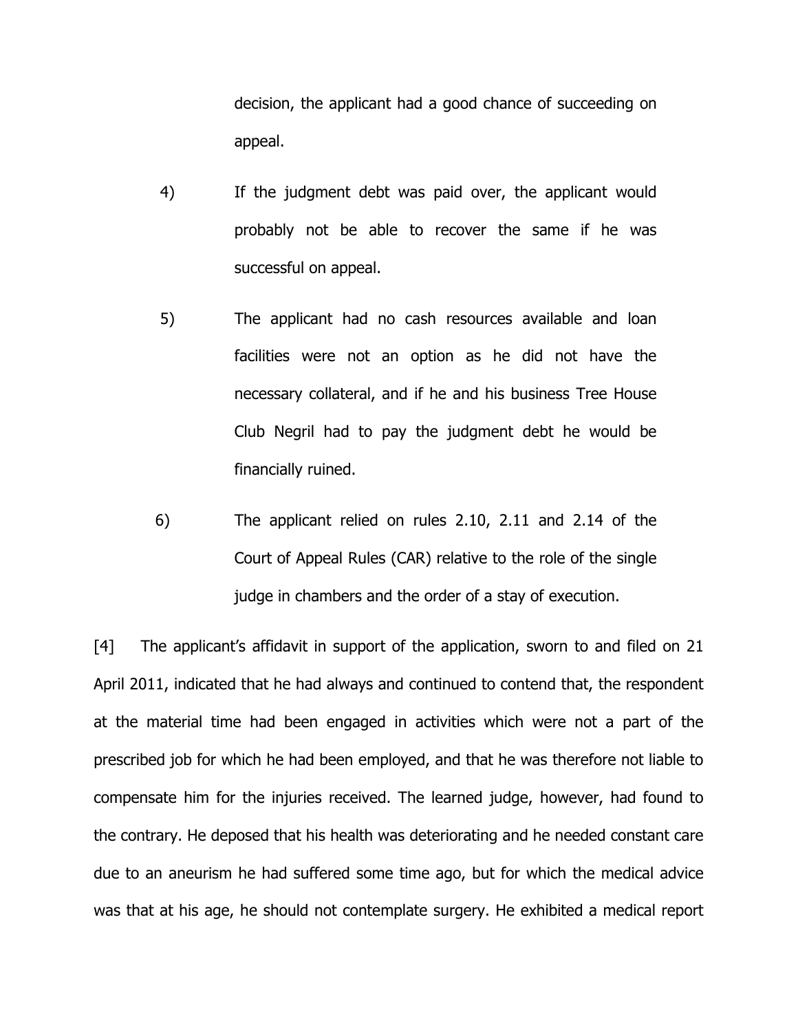decision, the applicant had a good chance of succeeding on appeal.

4) If the judgment debt was paid over, the applicant would probably not be able to recover the same if he was successful on appeal.

5) The applicant had no cash resources available and loan facilities were not an option as he did not have the necessary collateral, and if he and his business Tree House Club Negril had to pay the judgment debt he would be financially ruined.

6) The applicant relied on rules 2.10, 2.11 and 2.14 of the Court of Appeal Rules (CAR) relative to the role of the single judge in chambers and the order of a stay of execution.

[4] The applicant's affidavit in support of the application, sworn to and filed on 21 April 2011, indicated that he had always and continued to contend that, the respondent at the material time had been engaged in activities which were not a part of the prescribed job for which he had been employed, and that he was therefore not liable to compensate him for the injuries received. The learned judge, however, had found to the contrary. He deposed that his health was deteriorating and he needed constant care due to an aneurism he had suffered some time ago, but for which the medical advice was that at his age, he should not contemplate surgery. He exhibited a medical report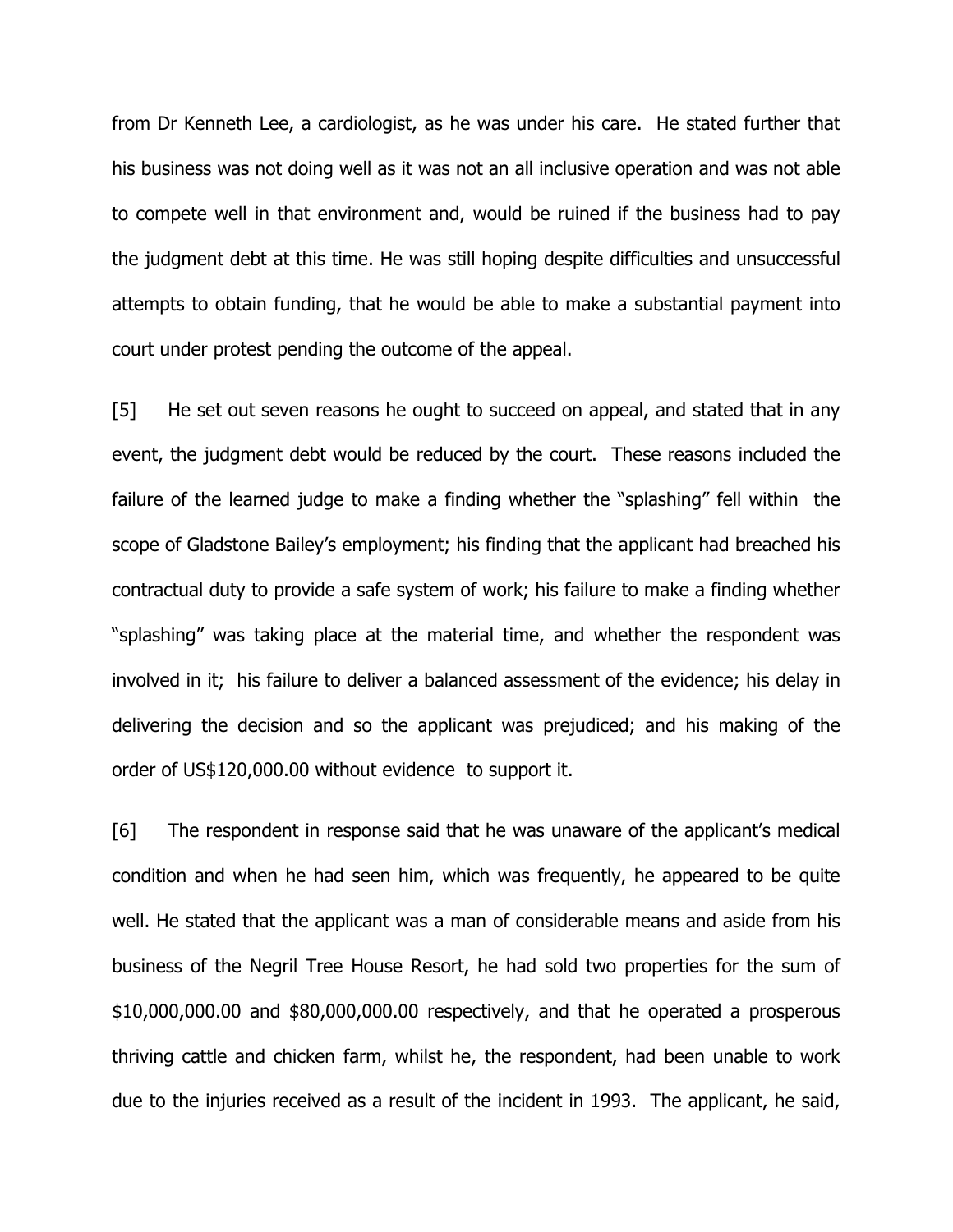from Dr Kenneth Lee, a cardiologist, as he was under his care. He stated further that his business was not doing well as it was not an all inclusive operation and was not able to compete well in that environment and, would be ruined if the business had to pay the judgment debt at this time. He was still hoping despite difficulties and unsuccessful attempts to obtain funding, that he would be able to make a substantial payment into court under protest pending the outcome of the appeal.

[5] He set out seven reasons he ought to succeed on appeal, and stated that in any event, the judgment debt would be reduced by the court. These reasons included the failure of the learned judge to make a finding whether the "splashing" fell within the scope of Gladstone Bailey's employment; his finding that the applicant had breached his contractual duty to provide a safe system of work; his failure to make a finding whether "splashing" was taking place at the material time, and whether the respondent was involved in it; his failure to deliver a balanced assessment of the evidence; his delay in delivering the decision and so the applicant was prejudiced; and his making of the order of US$120,000.00 without evidence to support it.

[6] The respondent in response said that he was unaware of the applicant's medical condition and when he had seen him, which was frequently, he appeared to be quite well. He stated that the applicant was a man of considerable means and aside from his business of the Negril Tree House Resort, he had sold two properties for the sum of $10,000,000.00 and $80,000,000.00 respectively, and that he operated a prosperous thriving cattle and chicken farm, whilst he, the respondent, had been unable to work due to the injuries received as a result of the incident in 1993. The applicant, he said,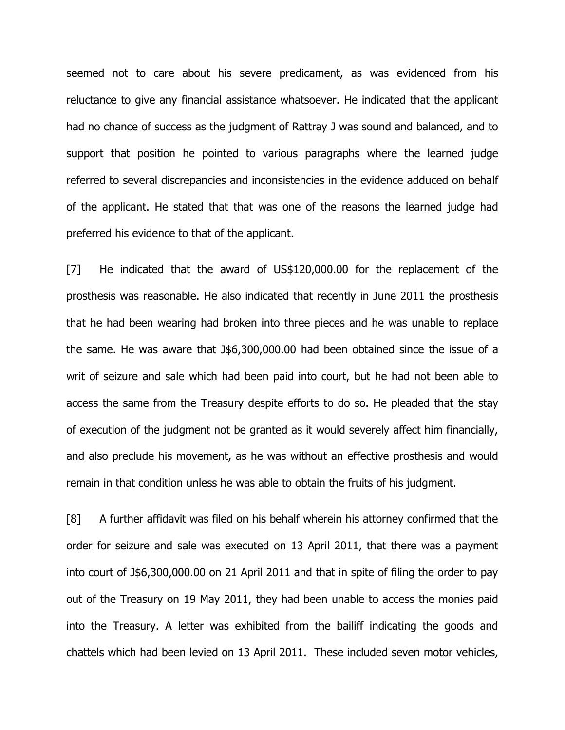seemed not to care about his severe predicament, as was evidenced from his reluctance to give any financial assistance whatsoever. He indicated that the applicant had no chance of success as the judgment of Rattray J was sound and balanced, and to support that position he pointed to various paragraphs where the learned judge referred to several discrepancies and inconsistencies in the evidence adduced on behalf of the applicant. He stated that that was one of the reasons the learned judge had preferred his evidence to that of the applicant.

[7] He indicated that the award of US$120,000.00 for the replacement of the prosthesis was reasonable. He also indicated that recently in June 2011 the prosthesis that he had been wearing had broken into three pieces and he was unable to replace the same. He was aware that J$6,300,000.00 had been obtained since the issue of a writ of seizure and sale which had been paid into court, but he had not been able to access the same from the Treasury despite efforts to do so. He pleaded that the stay of execution of the judgment not be granted as it would severely affect him financially, and also preclude his movement, as he was without an effective prosthesis and would remain in that condition unless he was able to obtain the fruits of his judgment.

[8] A further affidavit was filed on his behalf wherein his attorney confirmed that the order for seizure and sale was executed on 13 April 2011, that there was a payment into court of J$6,300,000.00 on 21 April 2011 and that in spite of filing the order to pay out of the Treasury on 19 May 2011, they had been unable to access the monies paid into the Treasury. A letter was exhibited from the bailiff indicating the goods and chattels which had been levied on 13 April 2011. These included seven motor vehicles,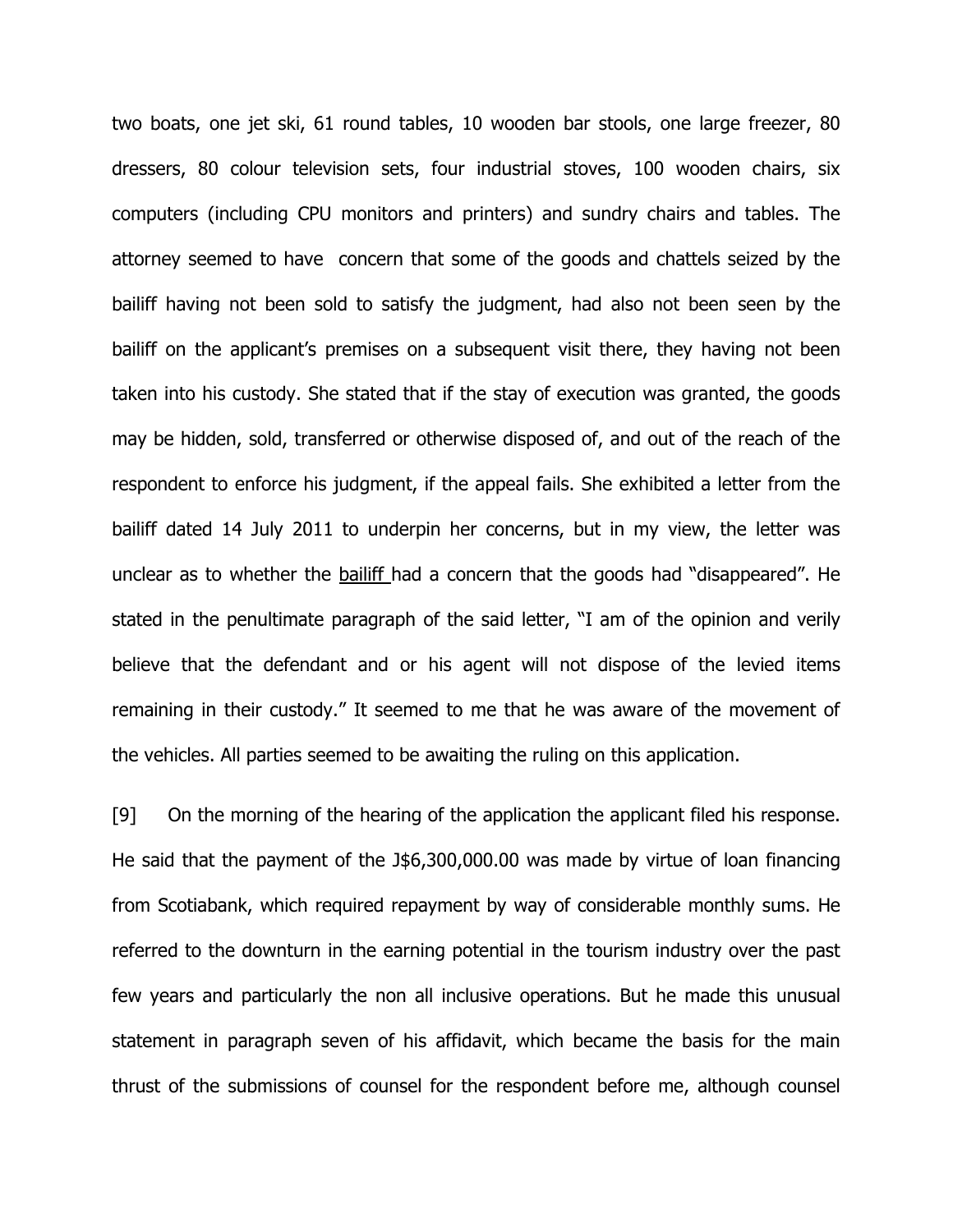two boats, one jet ski, 61 round tables, 10 wooden bar stools, one large freezer, 80 dressers, 80 colour television sets, four industrial stoves, 100 wooden chairs, six computers (including CPU monitors and printers) and sundry chairs and tables. The attorney seemed to have concern that some of the goods and chattels seized by the bailiff having not been sold to satisfy the judgment, had also not been seen by the bailiff on the applicant's premises on a subsequent visit there, they having not been taken into his custody. She stated that if the stay of execution was granted, the goods may be hidden, sold, transferred or otherwise disposed of, and out of the reach of the respondent to enforce his judgment, if the appeal fails. She exhibited a letter from the bailiff dated 14 July 2011 to underpin her concerns, but in my view, the letter was unclear as to whether the bailiff had a concern that the goods had "disappeared". He stated in the penultimate paragraph of the said letter, "I am of the opinion and verily believe that the defendant and or his agent will not dispose of the levied items remaining in their custody." It seemed to me that he was aware of the movement of the vehicles. All parties seemed to be awaiting the ruling on this application.

[9] On the morning of the hearing of the application the applicant filed his response. He said that the payment of the J$6,300,000.00 was made by virtue of loan financing from Scotiabank, which required repayment by way of considerable monthly sums. He referred to the downturn in the earning potential in the tourism industry over the past few years and particularly the non all inclusive operations. But he made this unusual statement in paragraph seven of his affidavit, which became the basis for the main thrust of the submissions of counsel for the respondent before me, although counsel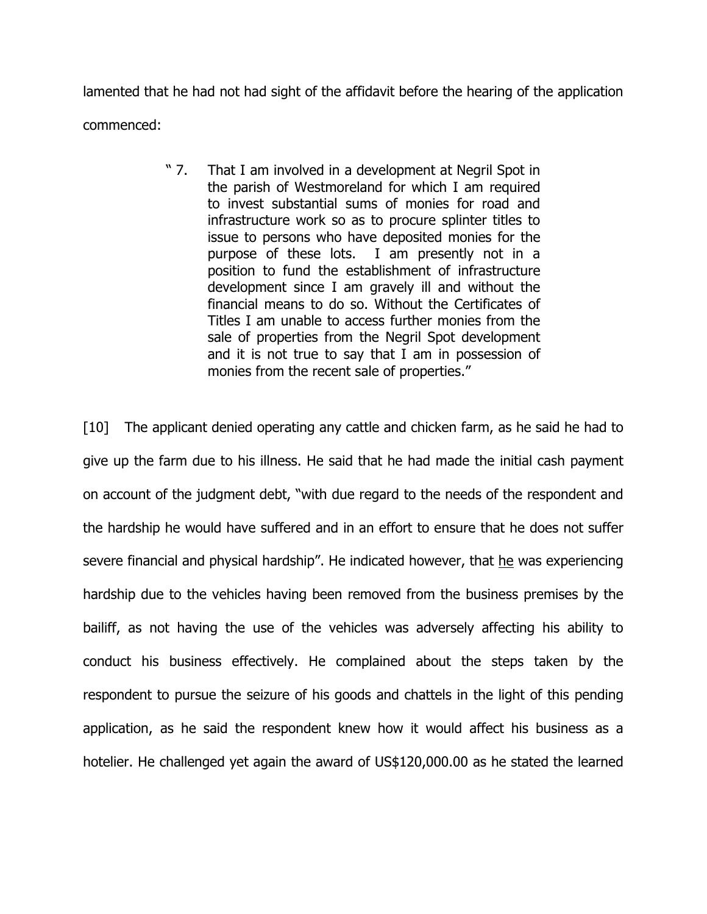lamented that he had not had sight of the affidavit before the hearing of the application commenced:

> " 7. That I am involved in a development at Negril Spot in the parish of Westmoreland for which I am required to invest substantial sums of monies for road and infrastructure work so as to procure splinter titles to issue to persons who have deposited monies for the purpose of these lots. I am presently not in a position to fund the establishment of infrastructure development since I am gravely ill and without the financial means to do so. Without the Certificates of Titles I am unable to access further monies from the sale of properties from the Negril Spot development and it is not true to say that I am in possession of monies from the recent sale of properties."

[10] The applicant denied operating any cattle and chicken farm, as he said he had to give up the farm due to his illness. He said that he had made the initial cash payment on account of the judgment debt, "with due regard to the needs of the respondent and the hardship he would have suffered and in an effort to ensure that he does not suffer severe financial and physical hardship". He indicated however, that <u>he</u> was experiencing hardship due to the vehicles having been removed from the business premises by the bailiff, as not having the use of the vehicles was adversely affecting his ability to conduct his business effectively. He complained about the steps taken by the respondent to pursue the seizure of his goods and chattels in the light of this pending application, as he said the respondent knew how it would affect his business as a hotelier. He challenged yet again the award of US$120,000.00 as he stated the learned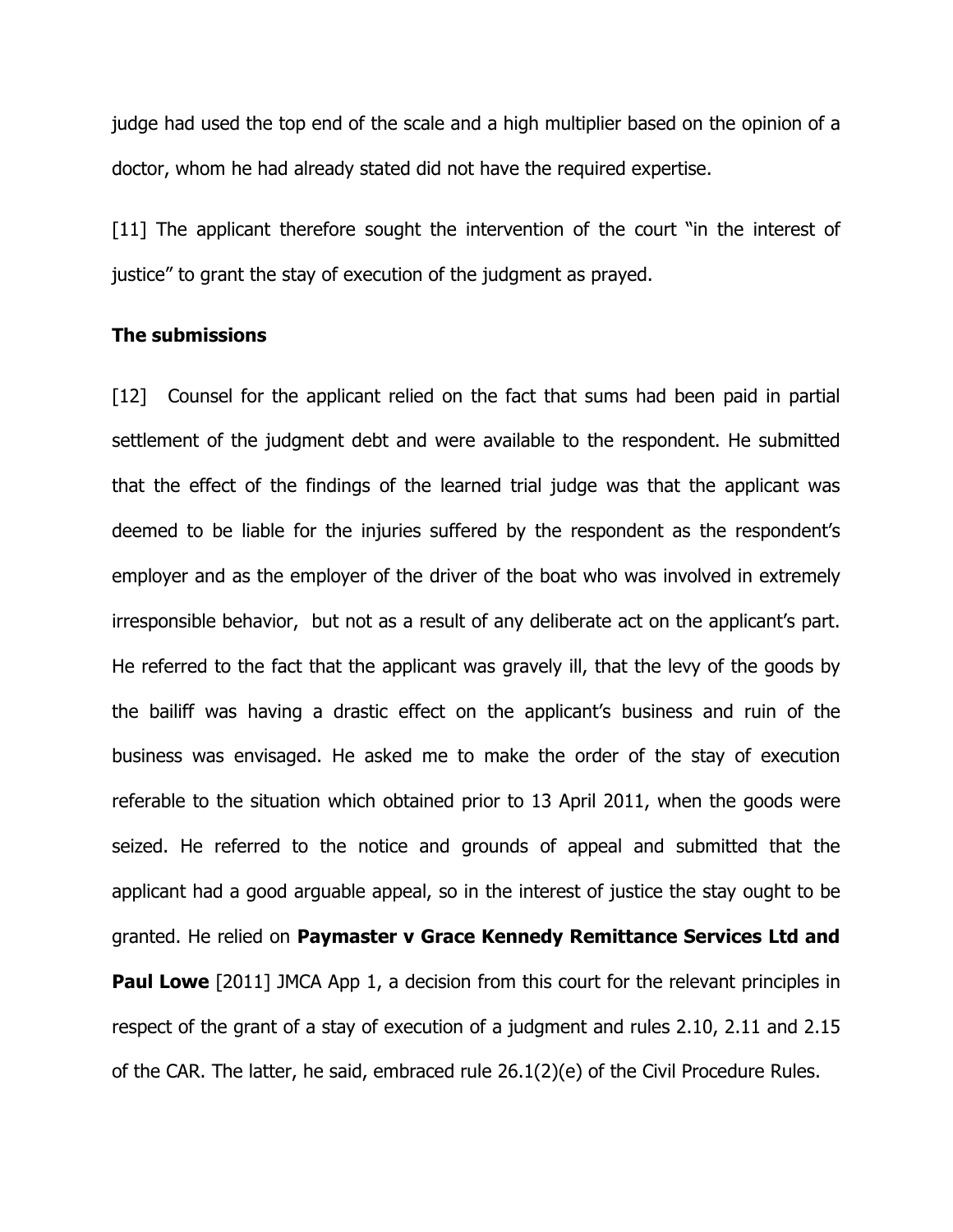judge had used the top end of the scale and a high multiplier based on the opinion of a doctor, whom he had already stated did not have the required expertise.

[11] The applicant therefore sought the intervention of the court "in the interest of justice" to grant the stay of execution of the judgment as prayed.

**The submissions**

[12] Counsel for the applicant relied on the fact that sums had been paid in partial settlement of the judgment debt and were available to the respondent. He submitted that the effect of the findings of the learned trial judge was that the applicant was deemed to be liable for the injuries suffered by the respondent as the respondent's employer and as the employer of the driver of the boat who was involved in extremely irresponsible behavior, but not as a result of any deliberate act on the applicant's part. He referred to the fact that the applicant was gravely ill, that the levy of the goods by the bailiff was having a drastic effect on the applicant's business and ruin of the business was envisaged. He asked me to make the order of the stay of execution referable to the situation which obtained prior to 13 April 2011, when the goods were seized. He referred to the notice and grounds of appeal and submitted that the applicant had a good arguable appeal, so in the interest of justice the stay ought to be granted. He relied on **Paymaster v Grace Kennedy Remittance Services Ltd and Paul Lowe** [2011] JMCA App 1, a decision from this court for the relevant principles in respect of the grant of a stay of execution of a judgment and rules 2.10, 2.11 and 2.15 of the CAR. The latter, he said, embraced rule 26.1(2)(e) of the Civil Procedure Rules.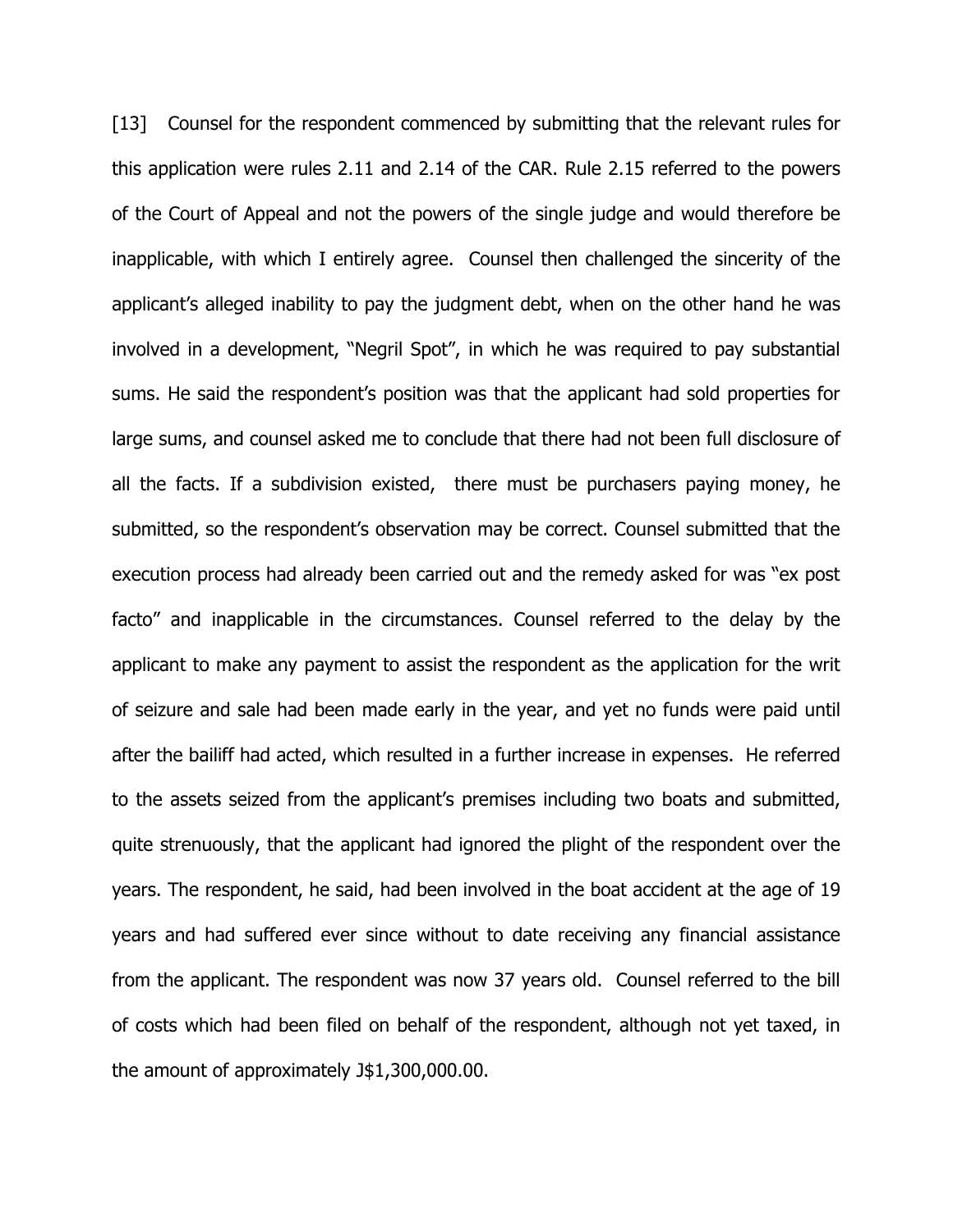[13] Counsel for the respondent commenced by submitting that the relevant rules for this application were rules 2.11 and 2.14 of the CAR. Rule 2.15 referred to the powers of the Court of Appeal and not the powers of the single judge and would therefore be inapplicable, with which I entirely agree. Counsel then challenged the sincerity of the applicant's alleged inability to pay the judgment debt, when on the other hand he was involved in a development, "Negril Spot", in which he was required to pay substantial sums. He said the respondent's position was that the applicant had sold properties for large sums, and counsel asked me to conclude that there had not been full disclosure of all the facts. If a subdivision existed, there must be purchasers paying money, he submitted, so the respondent's observation may be correct. Counsel submitted that the execution process had already been carried out and the remedy asked for was "ex post facto" and inapplicable in the circumstances. Counsel referred to the delay by the applicant to make any payment to assist the respondent as the application for the writ of seizure and sale had been made early in the year, and yet no funds were paid until after the bailiff had acted, which resulted in a further increase in expenses. He referred to the assets seized from the applicant's premises including two boats and submitted, quite strenuously, that the applicant had ignored the plight of the respondent over the years. The respondent, he said, had been involved in the boat accident at the age of 19 years and had suffered ever since without to date receiving any financial assistance from the applicant. The respondent was now 37 years old. Counsel referred to the bill of costs which had been filed on behalf of the respondent, although not yet taxed, in the amount of approximately J$1,300,000.00.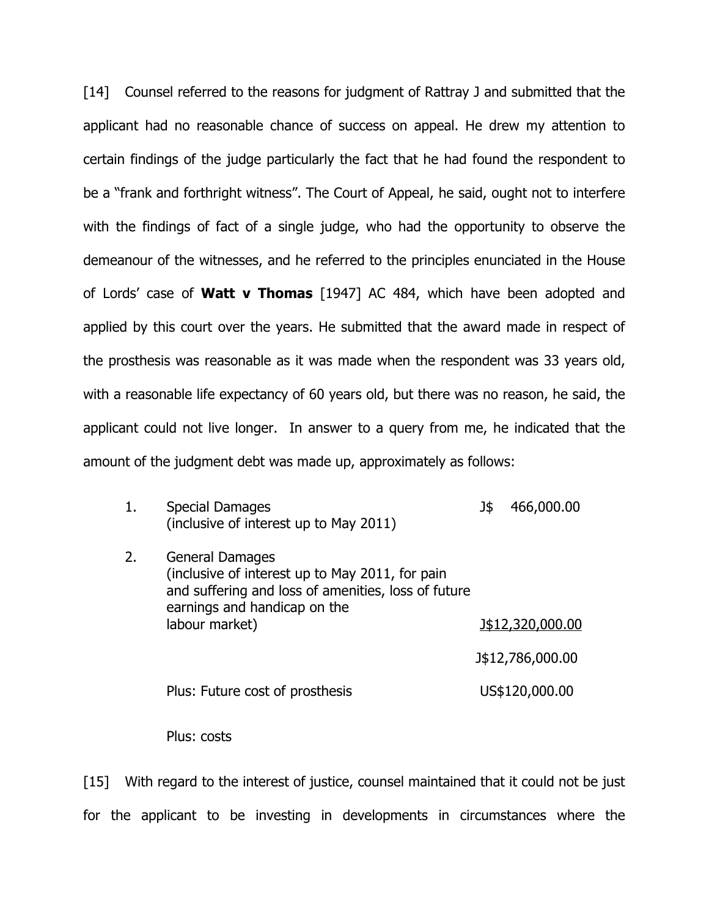[14] Counsel referred to the reasons for judgment of Rattray J and submitted that the applicant had no reasonable chance of success on appeal. He drew my attention to certain findings of the judge particularly the fact that he had found the respondent to be a "frank and forthright witness". The Court of Appeal, he said, ought not to interfere with the findings of fact of a single judge, who had the opportunity to observe the demeanour of the witnesses, and he referred to the principles enunciated in the House of Lords' case of **Watt v Thomas** [1947] AC 484, which have been adopted and applied by this court over the years. He submitted that the award made in respect of the prosthesis was reasonable as it was made when the respondent was 33 years old, with a reasonable life expectancy of 60 years old, but there was no reason, he said, the applicant could not live longer. In answer to a query from me, he indicated that the amount of the judgment debt was made up, approximately as follows:

| | | |
|---|---|---|
| 1. | Special Damages (inclusive of interest up to May 2011) | J$ 466,000.00 |
| 2. | General Damages (inclusive of interest up to May 2011, for pain and suffering and loss of amenities, loss of future earnings and handicap on the labour market) | J$12,320,000.00 |
| | | J$12,786,000.00 |
| | Plus: Future cost of prosthesis | US$120,000.00 |
| | Plus: costs | |

[15] With regard to the interest of justice, counsel maintained that it could not be just for the applicant to be investing in developments in circumstances where the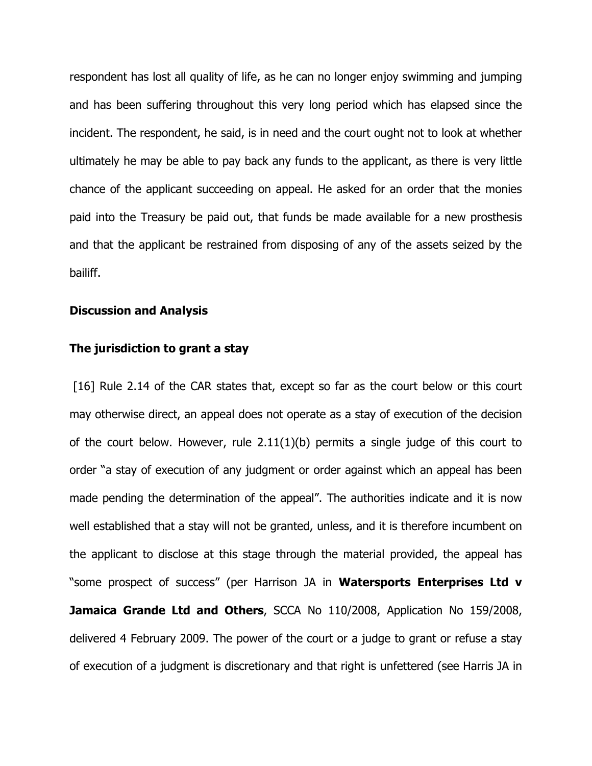respondent has lost all quality of life, as he can no longer enjoy swimming and jumping and has been suffering throughout this very long period which has elapsed since the incident. The respondent, he said, is in need and the court ought not to look at whether ultimately he may be able to pay back any funds to the applicant, as there is very little chance of the applicant succeeding on appeal. He asked for an order that the monies paid into the Treasury be paid out, that funds be made available for a new prosthesis and that the applicant be restrained from disposing of any of the assets seized by the bailiff.

**Discussion and Analysis**

**The jurisdiction to grant a stay**

[16] Rule 2.14 of the CAR states that, except so far as the court below or this court may otherwise direct, an appeal does not operate as a stay of execution of the decision of the court below. However, rule 2.11(1)(b) permits a single judge of this court to order "a stay of execution of any judgment or order against which an appeal has been made pending the determination of the appeal". The authorities indicate and it is now well established that a stay will not be granted, unless, and it is therefore incumbent on the applicant to disclose at this stage through the material provided, the appeal has "some prospect of success" (per Harrison JA in **Watersports Enterprises Ltd v Jamaica Grande Ltd and Others**, SCCA No 110/2008, Application No 159/2008, delivered 4 February 2009. The power of the court or a judge to grant or refuse a stay of execution of a judgment is discretionary and that right is unfettered (see Harris JA in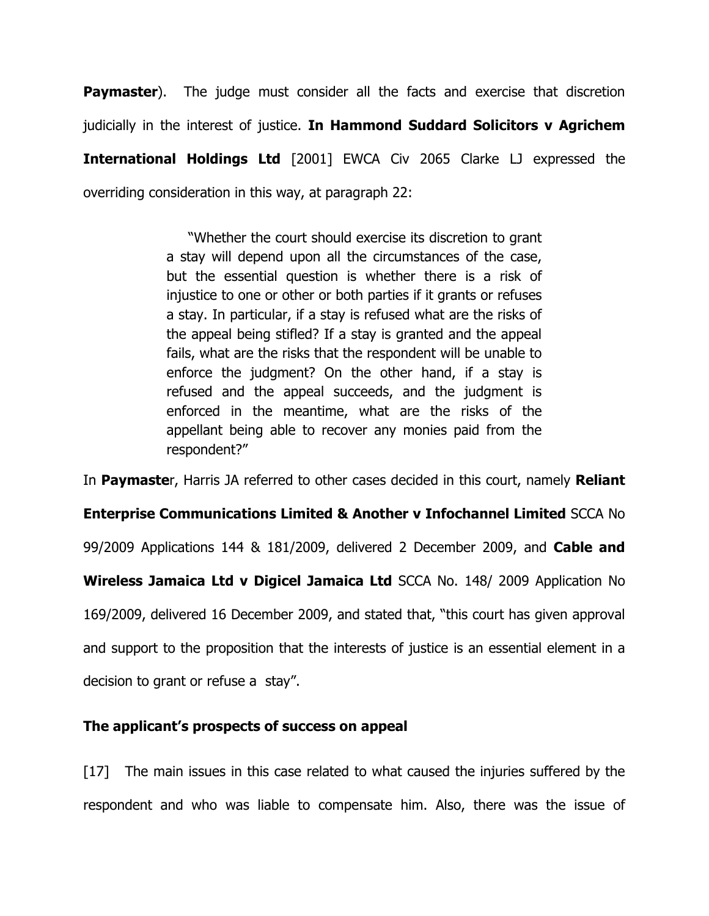**Paymaster**). The judge must consider all the facts and exercise that discretion judicially in the interest of justice. **In Hammond Suddard Solicitors v Agrichem International Holdings Ltd** [2001] EWCA Civ 2065 Clarke LJ expressed the overriding consideration in this way, at paragraph 22:

> "Whether the court should exercise its discretion to grant a stay will depend upon all the circumstances of the case, but the essential question is whether there is a risk of injustice to one or other or both parties if it grants or refuses a stay. In particular, if a stay is refused what are the risks of the appeal being stifled? If a stay is granted and the appeal fails, what are the risks that the respondent will be unable to enforce the judgment? On the other hand, if a stay is refused and the appeal succeeds, and the judgment is enforced in the meantime, what are the risks of the appellant being able to recover any monies paid from the respondent?"

In **Paymaste**r, Harris JA referred to other cases decided in this court, namely **Reliant Enterprise Communications Limited & Another v Infochannel Limited** SCCA No 99/2009 Applications 144 & 181/2009, delivered 2 December 2009, and **Cable and Wireless Jamaica Ltd v Digicel Jamaica Ltd** SCCA No. 148/ 2009 Application No 169/2009, delivered 16 December 2009, and stated that, "this court has given approval and support to the proposition that the interests of justice is an essential element in a decision to grant or refuse a stay".

**The applicant's prospects of success on appeal**

[17] The main issues in this case related to what caused the injuries suffered by the respondent and who was liable to compensate him. Also, there was the issue of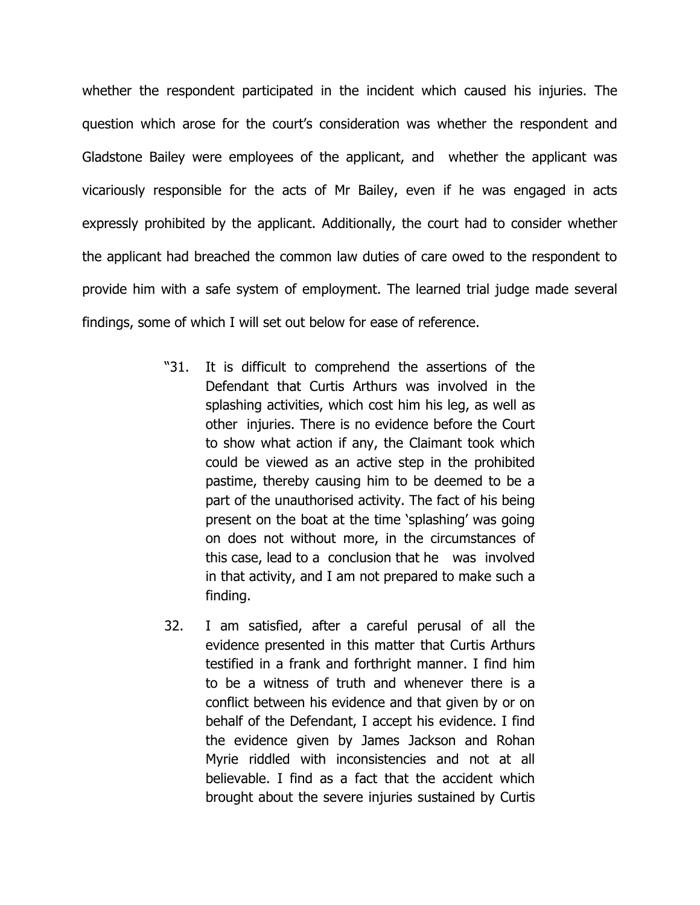whether the respondent participated in the incident which caused his injuries. The question which arose for the court's consideration was whether the respondent and Gladstone Bailey were employees of the applicant, and whether the applicant was vicariously responsible for the acts of Mr Bailey, even if he was engaged in acts expressly prohibited by the applicant. Additionally, the court had to consider whether the applicant had breached the common law duties of care owed to the respondent to provide him with a safe system of employment. The learned trial judge made several findings, some of which I will set out below for ease of reference.

> "31. It is difficult to comprehend the assertions of the Defendant that Curtis Arthurs was involved in the splashing activities, which cost him his leg, as well as other injuries. There is no evidence before the Court to show what action if any, the Claimant took which could be viewed as an active step in the prohibited pastime, thereby causing him to be deemed to be a part of the unauthorised activity. The fact of his being present on the boat at the time 'splashing' was going on does not without more, in the circumstances of this case, lead to a conclusion that he was involved in that activity, and I am not prepared to make such a finding.
>
> 32. I am satisfied, after a careful perusal of all the evidence presented in this matter that Curtis Arthurs testified in a frank and forthright manner. I find him to be a witness of truth and whenever there is a conflict between his evidence and that given by or on behalf of the Defendant, I accept his evidence. I find the evidence given by James Jackson and Rohan Myrie riddled with inconsistencies and not at all believable. I find as a fact that the accident which brought about the severe injuries sustained by Curtis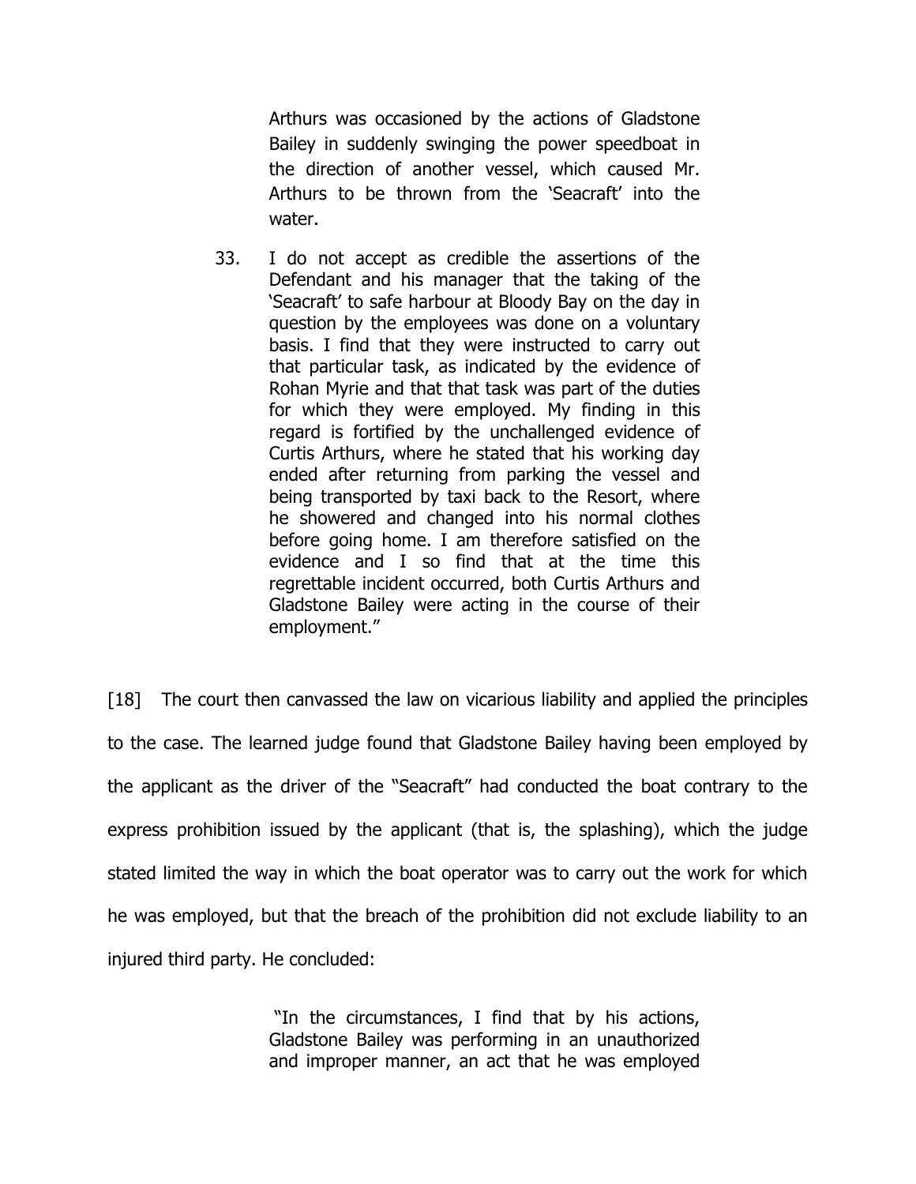> Arthurs was occasioned by the actions of Gladstone Bailey in suddenly swinging the power speedboat in the direction of another vessel, which caused Mr. Arthurs to be thrown from the 'Seacraft' into the water.
>
> 33. I do not accept as credible the assertions of the Defendant and his manager that the taking of the 'Seacraft' to safe harbour at Bloody Bay on the day in question by the employees was done on a voluntary basis. I find that they were instructed to carry out that particular task, as indicated by the evidence of Rohan Myrie and that that task was part of the duties for which they were employed. My finding in this regard is fortified by the unchallenged evidence of Curtis Arthurs, where he stated that his working day ended after returning from parking the vessel and being transported by taxi back to the Resort, where he showered and changed into his normal clothes before going home. I am therefore satisfied on the evidence and I so find that at the time this regrettable incident occurred, both Curtis Arthurs and Gladstone Bailey were acting in the course of their employment."

[18] The court then canvassed the law on vicarious liability and applied the principles to the case. The learned judge found that Gladstone Bailey having been employed by the applicant as the driver of the "Seacraft" had conducted the boat contrary to the express prohibition issued by the applicant (that is, the splashing), which the judge stated limited the way in which the boat operator was to carry out the work for which he was employed, but that the breach of the prohibition did not exclude liability to an injured third party. He concluded:

> "In the circumstances, I find that by his actions, Gladstone Bailey was performing in an unauthorized and improper manner, an act that he was employed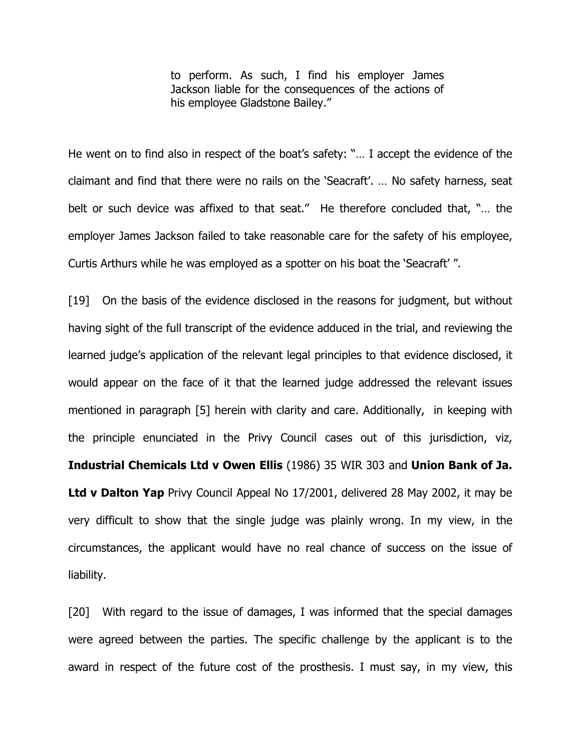> to perform. As such, I find his employer James Jackson liable for the consequences of the actions of his employee Gladstone Bailey."

He went on to find also in respect of the boat's safety: "… I accept the evidence of the claimant and find that there were no rails on the 'Seacraft'. … No safety harness, seat belt or such device was affixed to that seat." He therefore concluded that, "… the employer James Jackson failed to take reasonable care for the safety of his employee, Curtis Arthurs while he was employed as a spotter on his boat the 'Seacraft' ".

[19] On the basis of the evidence disclosed in the reasons for judgment, but without having sight of the full transcript of the evidence adduced in the trial, and reviewing the learned judge's application of the relevant legal principles to that evidence disclosed, it would appear on the face of it that the learned judge addressed the relevant issues mentioned in paragraph [5] herein with clarity and care. Additionally, in keeping with the principle enunciated in the Privy Council cases out of this jurisdiction, viz, **Industrial Chemicals Ltd v Owen Ellis** (1986) 35 WIR 303 and **Union Bank of Ja. Ltd v Dalton Yap** Privy Council Appeal No 17/2001, delivered 28 May 2002, it may be very difficult to show that the single judge was plainly wrong. In my view, in the circumstances, the applicant would have no real chance of success on the issue of liability.

[20] With regard to the issue of damages, I was informed that the special damages were agreed between the parties. The specific challenge by the applicant is to the award in respect of the future cost of the prosthesis. I must say, in my view, this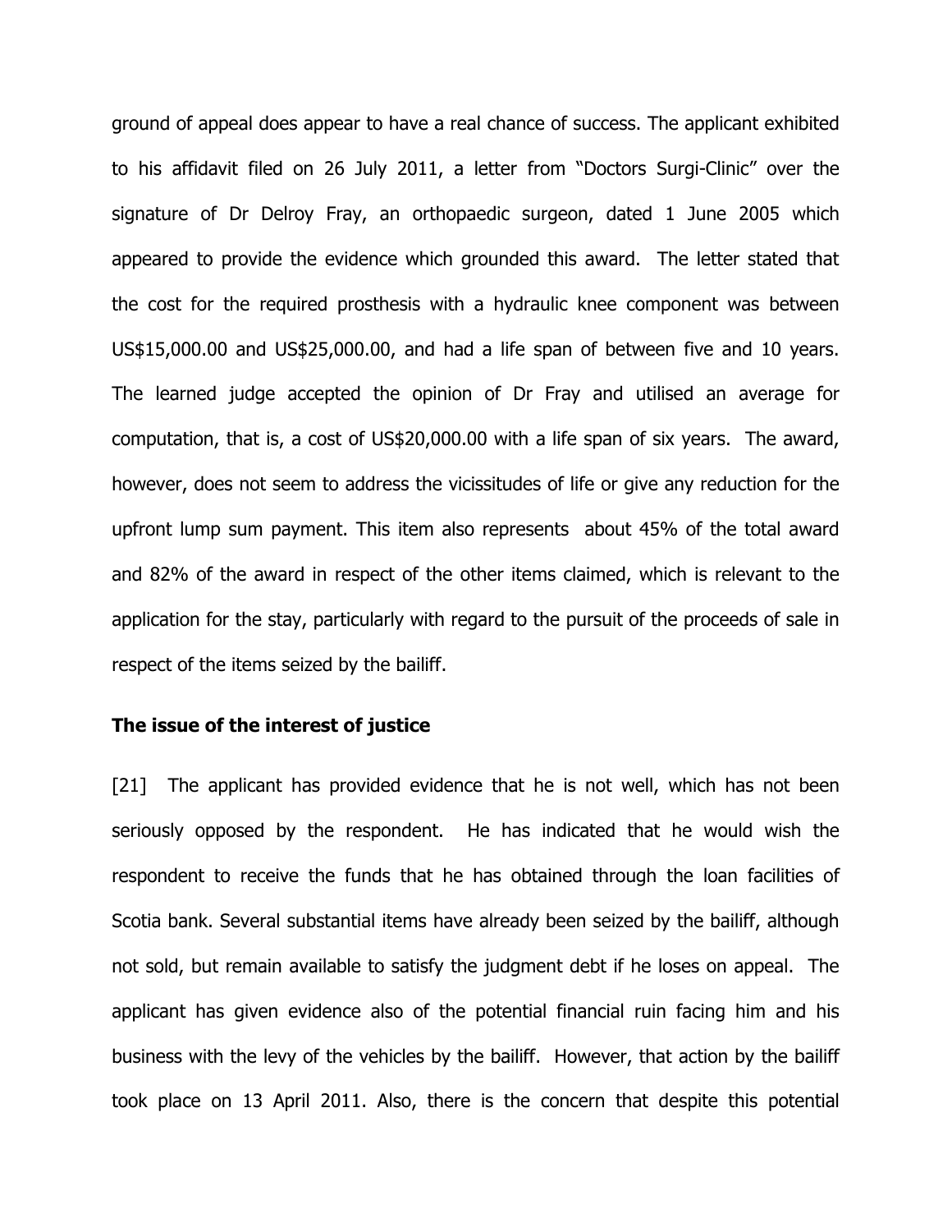ground of appeal does appear to have a real chance of success. The applicant exhibited to his affidavit filed on 26 July 2011, a letter from "Doctors Surgi-Clinic" over the signature of Dr Delroy Fray, an orthopaedic surgeon, dated 1 June 2005 which appeared to provide the evidence which grounded this award. The letter stated that the cost for the required prosthesis with a hydraulic knee component was between US$15,000.00 and US$25,000.00, and had a life span of between five and 10 years. The learned judge accepted the opinion of Dr Fray and utilised an average for computation, that is, a cost of US$20,000.00 with a life span of six years. The award, however, does not seem to address the vicissitudes of life or give any reduction for the upfront lump sum payment. This item also represents about 45% of the total award and 82% of the award in respect of the other items claimed, which is relevant to the application for the stay, particularly with regard to the pursuit of the proceeds of sale in respect of the items seized by the bailiff.

**The issue of the interest of justice**

[21] The applicant has provided evidence that he is not well, which has not been seriously opposed by the respondent. He has indicated that he would wish the respondent to receive the funds that he has obtained through the loan facilities of Scotia bank. Several substantial items have already been seized by the bailiff, although not sold, but remain available to satisfy the judgment debt if he loses on appeal. The applicant has given evidence also of the potential financial ruin facing him and his business with the levy of the vehicles by the bailiff. However, that action by the bailiff took place on 13 April 2011. Also, there is the concern that despite this potential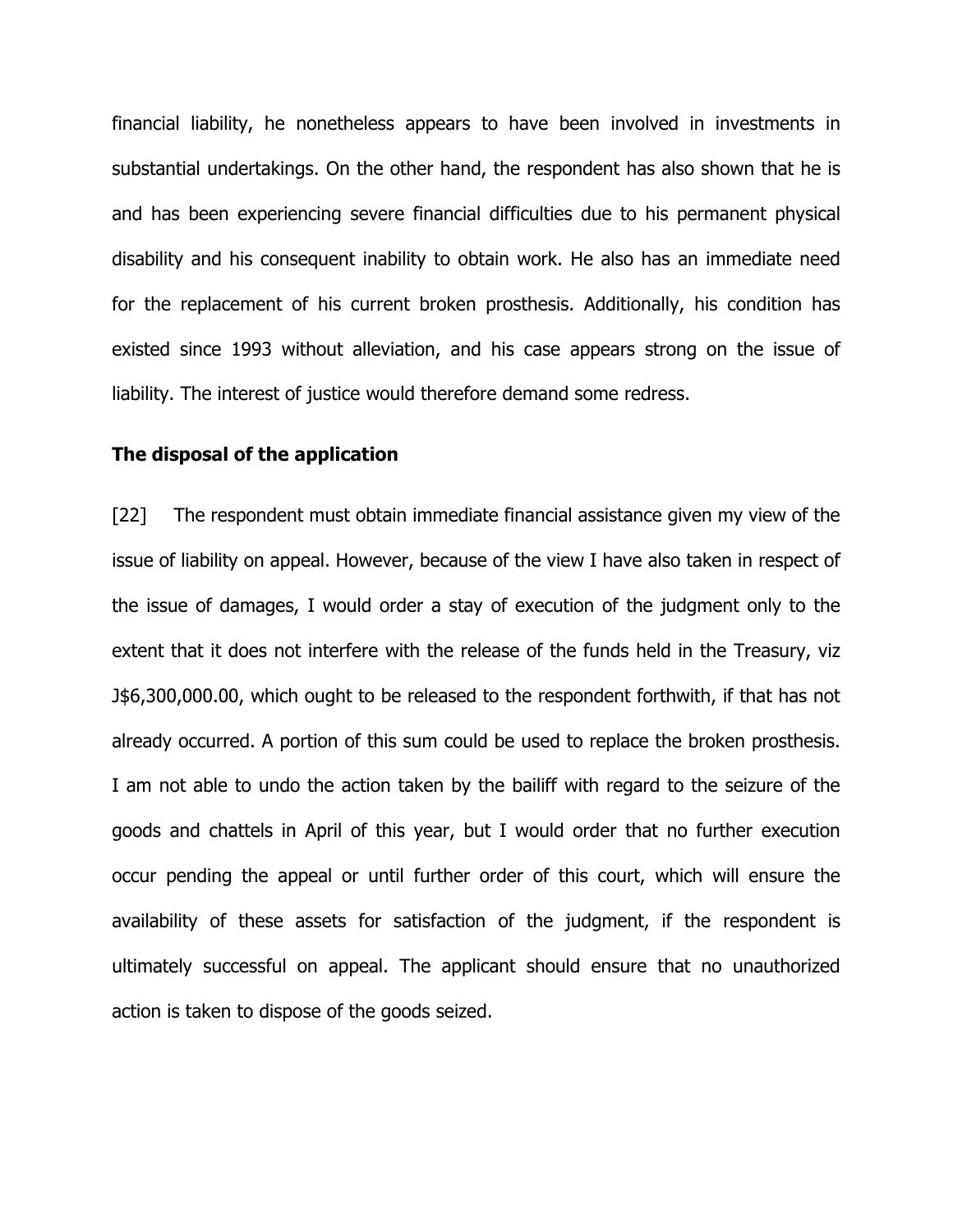financial liability, he nonetheless appears to have been involved in investments in substantial undertakings. On the other hand, the respondent has also shown that he is and has been experiencing severe financial difficulties due to his permanent physical disability and his consequent inability to obtain work. He also has an immediate need for the replacement of his current broken prosthesis. Additionally, his condition has existed since 1993 without alleviation, and his case appears strong on the issue of liability. The interest of justice would therefore demand some redress.

**The disposal of the application**

[22] The respondent must obtain immediate financial assistance given my view of the issue of liability on appeal. However, because of the view I have also taken in respect of the issue of damages, I would order a stay of execution of the judgment only to the extent that it does not interfere with the release of the funds held in the Treasury, viz J$6,300,000.00, which ought to be released to the respondent forthwith, if that has not already occurred. A portion of this sum could be used to replace the broken prosthesis. I am not able to undo the action taken by the bailiff with regard to the seizure of the goods and chattels in April of this year, but I would order that no further execution occur pending the appeal or until further order of this court, which will ensure the availability of these assets for satisfaction of the judgment, if the respondent is ultimately successful on appeal. The applicant should ensure that no unauthorized action is taken to dispose of the goods seized.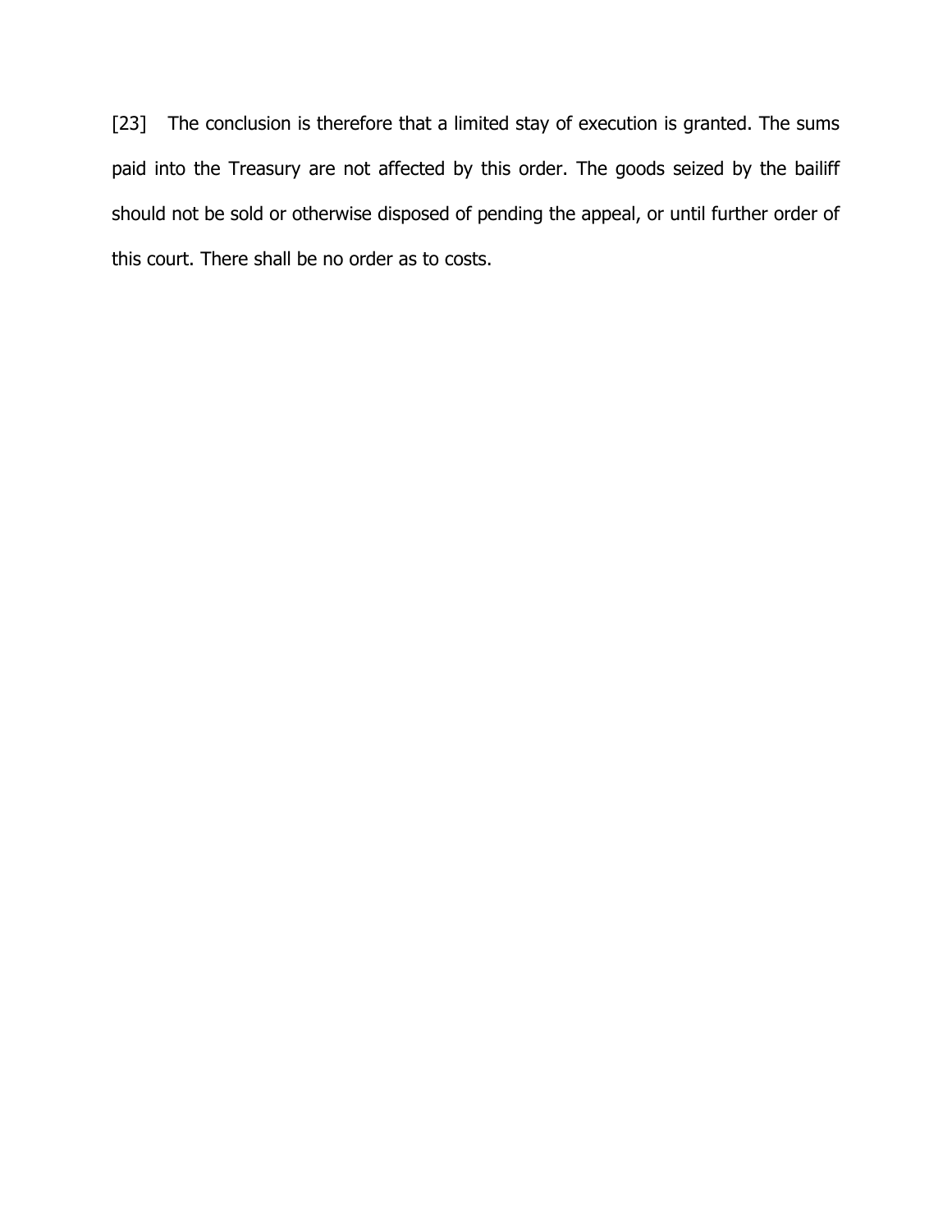[23] The conclusion is therefore that a limited stay of execution is granted. The sums paid into the Treasury are not affected by this order. The goods seized by the bailiff should not be sold or otherwise disposed of pending the appeal, or until further order of this court. There shall be no order as to costs.